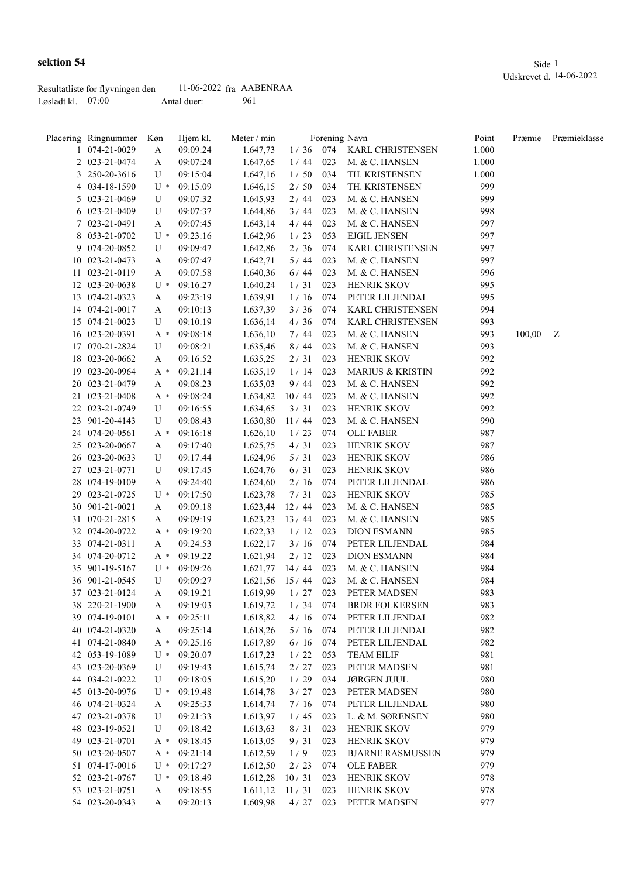# sektion 54

Udskrevet d. 14-06-2022

Resultatliste for flyvningen den 11-06-2022 fra AABENRAA
Løsladt kl. 07:00 Antal duer: 961

| Placering | Ringnummer | Køn | Hjem kl. | Meter / min | | Forening | Navn | Point | Præmie | Præmieklasse |
|---|---|---|---|---|---|---|---|---|---|---|
| 1 | 074-21-0029 | A | 09:09:24 | 1.647,73 | 1 / 36 | 074 | KARL CHRISTENSEN | 1.000 | | |
| 2 | 023-21-0474 | A | 09:07:24 | 1.647,65 | 1 / 44 | 023 | M. & C. HANSEN | 1.000 | | |
| 3 | 250-20-3616 | U | 09:15:04 | 1.647,16 | 1 / 50 | 034 | TH. KRISTENSEN | 1.000 | | |
| 4 | 034-18-1590 | U * | 09:15:09 | 1.646,15 | 2 / 50 | 034 | TH. KRISTENSEN | 999 | | |
| 5 | 023-21-0469 | U | 09:07:32 | 1.645,93 | 2 / 44 | 023 | M. & C. HANSEN | 999 | | |
| 6 | 023-21-0409 | U | 09:07:37 | 1.644,86 | 3 / 44 | 023 | M. & C. HANSEN | 998 | | |
| 7 | 023-21-0491 | A | 09:07:45 | 1.643,14 | 4 / 44 | 023 | M. & C. HANSEN | 997 | | |
| 8 | 053-21-0702 | U * | 09:23:16 | 1.642,96 | 1 / 23 | 053 | EJGIL JENSEN | 997 | | |
| 9 | 074-20-0852 | U | 09:09:47 | 1.642,86 | 2 / 36 | 074 | KARL CHRISTENSEN | 997 | | |
| 10 | 023-21-0473 | A | 09:07:47 | 1.642,71 | 5 / 44 | 023 | M. & C. HANSEN | 997 | | |
| 11 | 023-21-0119 | A | 09:07:58 | 1.640,36 | 6 / 44 | 023 | M. & C. HANSEN | 996 | | |
| 12 | 023-20-0638 | U * | 09:16:27 | 1.640,24 | 1 / 31 | 023 | HENRIK SKOV | 995 | | |
| 13 | 074-21-0323 | A | 09:23:19 | 1.639,91 | 1 / 16 | 074 | PETER LILJENDAL | 995 | | |
| 14 | 074-21-0017 | A | 09:10:13 | 1.637,39 | 3 / 36 | 074 | KARL CHRISTENSEN | 994 | | |
| 15 | 074-21-0023 | U | 09:10:19 | 1.636,14 | 4 / 36 | 074 | KARL CHRISTENSEN | 993 | | |
| 16 | 023-20-0391 | A * | 09:08:18 | 1.636,10 | 7 / 44 | 023 | M. & C. HANSEN | 993 | 100,00 | Z |
| 17 | 070-21-2824 | U | 09:08:21 | 1.635,46 | 8 / 44 | 023 | M. & C. HANSEN | 993 | | |
| 18 | 023-20-0662 | A | 09:16:52 | 1.635,25 | 2 / 31 | 023 | HENRIK SKOV | 992 | | |
| 19 | 023-20-0964 | A * | 09:21:14 | 1.635,19 | 1 / 14 | 023 | MARIUS & KRISTIN | 992 | | |
| 20 | 023-21-0479 | A | 09:08:23 | 1.635,03 | 9 / 44 | 023 | M. & C. HANSEN | 992 | | |
| 21 | 023-21-0408 | A * | 09:08:24 | 1.634,82 | 10 / 44 | 023 | M. & C. HANSEN | 992 | | |
| 22 | 023-21-0749 | U | 09:16:55 | 1.634,65 | 3 / 31 | 023 | HENRIK SKOV | 992 | | |
| 23 | 901-20-4143 | U | 09:08:43 | 1.630,80 | 11 / 44 | 023 | M. & C. HANSEN | 990 | | |
| 24 | 074-20-0561 | A * | 09:16:18 | 1.626,10 | 1 / 23 | 074 | OLE FABER | 987 | | |
| 25 | 023-20-0667 | A | 09:17:40 | 1.625,75 | 4 / 31 | 023 | HENRIK SKOV | 987 | | |
| 26 | 023-20-0633 | U | 09:17:44 | 1.624,96 | 5 / 31 | 023 | HENRIK SKOV | 986 | | |
| 27 | 023-21-0771 | U | 09:17:45 | 1.624,76 | 6 / 31 | 023 | HENRIK SKOV | 986 | | |
| 28 | 074-19-0109 | A | 09:24:40 | 1.624,60 | 2 / 16 | 074 | PETER LILJENDAL | 986 | | |
| 29 | 023-21-0725 | U * | 09:17:50 | 1.623,78 | 7 / 31 | 023 | HENRIK SKOV | 985 | | |
| 30 | 901-21-0021 | A | 09:09:18 | 1.623,44 | 12 / 44 | 023 | M. & C. HANSEN | 985 | | |
| 31 | 070-21-2815 | A | 09:09:19 | 1.623,23 | 13 / 44 | 023 | M. & C. HANSEN | 985 | | |
| 32 | 074-20-0722 | A * | 09:19:20 | 1.622,33 | 1 / 12 | 023 | DION ESMANN | 985 | | |
| 33 | 074-21-0311 | A | 09:24:53 | 1.622,17 | 3 / 16 | 074 | PETER LILJENDAL | 984 | | |
| 34 | 074-20-0712 | A * | 09:19:22 | 1.621,94 | 2 / 12 | 023 | DION ESMANN | 984 | | |
| 35 | 901-19-5167 | U * | 09:09:26 | 1.621,77 | 14 / 44 | 023 | M. & C. HANSEN | 984 | | |
| 36 | 901-21-0545 | U | 09:09:27 | 1.621,56 | 15 / 44 | 023 | M. & C. HANSEN | 984 | | |
| 37 | 023-21-0124 | A | 09:19:21 | 1.619,99 | 1 / 27 | 023 | PETER MADSEN | 983 | | |
| 38 | 220-21-1900 | A | 09:19:03 | 1.619,72 | 1 / 34 | 074 | BRDR FOLKERSEN | 983 | | |
| 39 | 074-19-0101 | A * | 09:25:11 | 1.618,82 | 4 / 16 | 074 | PETER LILJENDAL | 982 | | |
| 40 | 074-21-0320 | A | 09:25:14 | 1.618,26 | 5 / 16 | 074 | PETER LILJENDAL | 982 | | |
| 41 | 074-21-0840 | A * | 09:25:16 | 1.617,89 | 6 / 16 | 074 | PETER LILJENDAL | 982 | | |
| 42 | 053-19-1089 | U * | 09:20:07 | 1.617,23 | 1 / 22 | 053 | TEAM EILIF | 981 | | |
| 43 | 023-20-0369 | U | 09:19:43 | 1.615,74 | 2 / 27 | 023 | PETER MADSEN | 981 | | |
| 44 | 034-21-0222 | U | 09:18:05 | 1.615,20 | 1 / 29 | 034 | JØRGEN JUUL | 980 | | |
| 45 | 013-20-0976 | U * | 09:19:48 | 1.614,78 | 3 / 27 | 023 | PETER MADSEN | 980 | | |
| 46 | 074-21-0324 | A | 09:25:33 | 1.614,74 | 7 / 16 | 074 | PETER LILJENDAL | 980 | | |
| 47 | 023-21-0378 | U | 09:21:33 | 1.613,97 | 1 / 45 | 023 | L. & M. SØRENSEN | 980 | | |
| 48 | 023-19-0521 | U | 09:18:42 | 1.613,63 | 8 / 31 | 023 | HENRIK SKOV | 979 | | |
| 49 | 023-21-0701 | A * | 09:18:45 | 1.613,05 | 9 / 31 | 023 | HENRIK SKOV | 979 | | |
| 50 | 023-20-0507 | A * | 09:21:14 | 1.612,59 | 1 / 9 | 023 | BJARNE RASMUSSEN | 979 | | |
| 51 | 074-17-0016 | U * | 09:17:27 | 1.612,50 | 2 / 23 | 074 | OLE FABER | 979 | | |
| 52 | 023-21-0767 | U * | 09:18:49 | 1.612,28 | 10 / 31 | 023 | HENRIK SKOV | 978 | | |
| 53 | 023-21-0751 | A | 09:18:55 | 1.611,12 | 11 / 31 | 023 | HENRIK SKOV | 978 | | |
| 54 | 023-20-0343 | A | 09:20:13 | 1.609,98 | 4 / 27 | 023 | PETER MADSEN | 977 | | |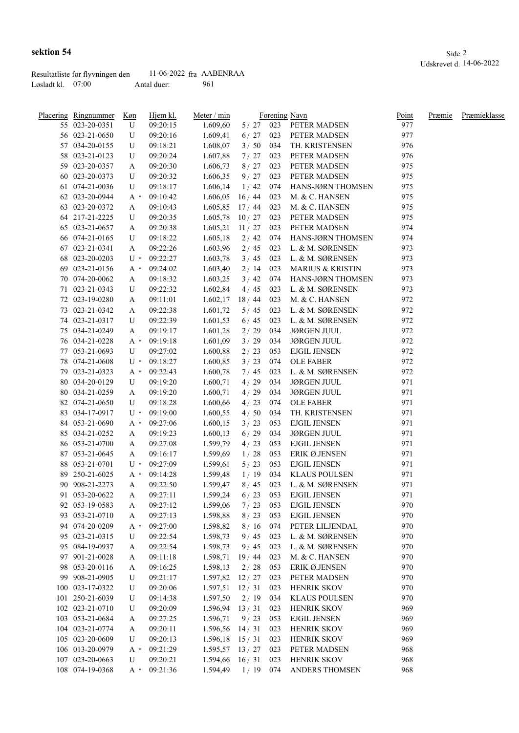**sektion 54**

Udskrevet d. 14-06-2022

Resultatliste for flyvningen den 11-06-2022 fra AABENRAA
Løsladt kl. 07:00 Antal duer: 961

| Placering | Ringnummer | Køn | Hjem kl. | Meter / min | | Forening | Navn | Point | Præmie | Præmieklasse |
|---|---|---|---|---|---|---|---|---|---|---|
| 55 | 023-20-0351 | U | 09:20:15 | 1.609,60 | 5 / 27 | 023 | PETER MADSEN | 977 | | |
| 56 | 023-21-0650 | U | 09:20:16 | 1.609,41 | 6 / 27 | 023 | PETER MADSEN | 977 | | |
| 57 | 034-20-0155 | U | 09:18:21 | 1.608,07 | 3 / 50 | 034 | TH. KRISTENSEN | 976 | | |
| 58 | 023-21-0123 | U | 09:20:24 | 1.607,88 | 7 / 27 | 023 | PETER MADSEN | 976 | | |
| 59 | 023-20-0357 | A | 09:20:30 | 1.606,73 | 8 / 27 | 023 | PETER MADSEN | 975 | | |
| 60 | 023-20-0373 | U | 09:20:32 | 1.606,35 | 9 / 27 | 023 | PETER MADSEN | 975 | | |
| 61 | 074-21-0036 | U | 09:18:17 | 1.606,14 | 1 / 42 | 074 | HANS-JØRN THOMSEN | 975 | | |
| 62 | 023-20-0944 | A * | 09:10:42 | 1.606,05 | 16 / 44 | 023 | M. & C. HANSEN | 975 | | |
| 63 | 023-20-0372 | A | 09:10:43 | 1.605,85 | 17 / 44 | 023 | M. & C. HANSEN | 975 | | |
| 64 | 217-21-2225 | U | 09:20:35 | 1.605,78 | 10 / 27 | 023 | PETER MADSEN | 975 | | |
| 65 | 023-21-0657 | A | 09:20:38 | 1.605,21 | 11 / 27 | 023 | PETER MADSEN | 974 | | |
| 66 | 074-21-0165 | U | 09:18:22 | 1.605,18 | 2 / 42 | 074 | HANS-JØRN THOMSEN | 974 | | |
| 67 | 023-21-0341 | A | 09:22:26 | 1.603,96 | 2 / 45 | 023 | L. & M. SØRENSEN | 973 | | |
| 68 | 023-20-0203 | U * | 09:22:27 | 1.603,78 | 3 / 45 | 023 | L. & M. SØRENSEN | 973 | | |
| 69 | 023-21-0156 | A * | 09:24:02 | 1.603,40 | 2 / 14 | 023 | MARIUS & KRISTIN | 973 | | |
| 70 | 074-20-0062 | A | 09:18:32 | 1.603,25 | 3 / 42 | 074 | HANS-JØRN THOMSEN | 973 | | |
| 71 | 023-21-0343 | U | 09:22:32 | 1.602,84 | 4 / 45 | 023 | L. & M. SØRENSEN | 973 | | |
| 72 | 023-19-0280 | A | 09:11:01 | 1.602,17 | 18 / 44 | 023 | M. & C. HANSEN | 972 | | |
| 73 | 023-21-0342 | A | 09:22:38 | 1.601,72 | 5 / 45 | 023 | L. & M. SØRENSEN | 972 | | |
| 74 | 023-21-0317 | U | 09:22:39 | 1.601,53 | 6 / 45 | 023 | L. & M. SØRENSEN | 972 | | |
| 75 | 034-21-0249 | A | 09:19:17 | 1.601,28 | 2 / 29 | 034 | JØRGEN JUUL | 972 | | |
| 76 | 034-21-0228 | A * | 09:19:18 | 1.601,09 | 3 / 29 | 034 | JØRGEN JUUL | 972 | | |
| 77 | 053-21-0693 | U | 09:27:02 | 1.600,88 | 2 / 23 | 053 | EJGIL JENSEN | 972 | | |
| 78 | 074-21-0608 | U * | 09:18:27 | 1.600,85 | 3 / 23 | 074 | OLE FABER | 972 | | |
| 79 | 023-21-0323 | A * | 09:22:43 | 1.600,78 | 7 / 45 | 023 | L. & M. SØRENSEN | 972 | | |
| 80 | 034-20-0129 | U | 09:19:20 | 1.600,71 | 4 / 29 | 034 | JØRGEN JUUL | 971 | | |
| 80 | 034-21-0259 | A | 09:19:20 | 1.600,71 | 4 / 29 | 034 | JØRGEN JUUL | 971 | | |
| 82 | 074-21-0650 | U | 09:18:28 | 1.600,66 | 4 / 23 | 074 | OLE FABER | 971 | | |
| 83 | 034-17-0917 | U * | 09:19:00 | 1.600,55 | 4 / 50 | 034 | TH. KRISTENSEN | 971 | | |
| 84 | 053-21-0690 | A * | 09:27:06 | 1.600,15 | 3 / 23 | 053 | EJGIL JENSEN | 971 | | |
| 85 | 034-21-0252 | A | 09:19:23 | 1.600,13 | 6 / 29 | 034 | JØRGEN JUUL | 971 | | |
| 86 | 053-21-0700 | A | 09:27:08 | 1.599,79 | 4 / 23 | 053 | EJGIL JENSEN | 971 | | |
| 87 | 053-21-0645 | A | 09:16:17 | 1.599,69 | 1 / 28 | 053 | ERIK Ø.JENSEN | 971 | | |
| 88 | 053-21-0701 | U * | 09:27:09 | 1.599,61 | 5 / 23 | 053 | EJGIL JENSEN | 971 | | |
| 89 | 250-21-6025 | A * | 09:14:28 | 1.599,48 | 1 / 19 | 034 | KLAUS POULSEN | 971 | | |
| 90 | 908-21-2273 | A | 09:22:50 | 1.599,47 | 8 / 45 | 023 | L. & M. SØRENSEN | 971 | | |
| 91 | 053-20-0622 | A | 09:27:11 | 1.599,24 | 6 / 23 | 053 | EJGIL JENSEN | 971 | | |
| 92 | 053-19-0583 | A | 09:27:12 | 1.599,06 | 7 / 23 | 053 | EJGIL JENSEN | 970 | | |
| 93 | 053-21-0710 | A | 09:27:13 | 1.598,88 | 8 / 23 | 053 | EJGIL JENSEN | 970 | | |
| 94 | 074-20-0209 | A * | 09:27:00 | 1.598,82 | 8 / 16 | 074 | PETER LILJENDAL | 970 | | |
| 95 | 023-21-0315 | U | 09:22:54 | 1.598,73 | 9 / 45 | 023 | L. & M. SØRENSEN | 970 | | |
| 95 | 084-19-0937 | A | 09:22:54 | 1.598,73 | 9 / 45 | 023 | L. & M. SØRENSEN | 970 | | |
| 97 | 901-21-0028 | A | 09:11:18 | 1.598,71 | 19 / 44 | 023 | M. & C. HANSEN | 970 | | |
| 98 | 053-20-0116 | A | 09:16:25 | 1.598,13 | 2 / 28 | 053 | ERIK Ø.JENSEN | 970 | | |
| 99 | 908-21-0905 | U | 09:21:17 | 1.597,82 | 12 / 27 | 023 | PETER MADSEN | 970 | | |
| 100 | 023-17-0322 | U | 09:20:06 | 1.597,51 | 12 / 31 | 023 | HENRIK SKOV | 970 | | |
| 101 | 250-21-6039 | U | 09:14:38 | 1.597,50 | 2 / 19 | 034 | KLAUS POULSEN | 970 | | |
| 102 | 023-21-0710 | U | 09:20:09 | 1.596,94 | 13 / 31 | 023 | HENRIK SKOV | 969 | | |
| 103 | 053-21-0684 | A | 09:27:25 | 1.596,71 | 9 / 23 | 053 | EJGIL JENSEN | 969 | | |
| 104 | 023-21-0774 | A | 09:20:11 | 1.596,56 | 14 / 31 | 023 | HENRIK SKOV | 969 | | |
| 105 | 023-20-0609 | U | 09:20:13 | 1.596,18 | 15 / 31 | 023 | HENRIK SKOV | 969 | | |
| 106 | 013-20-0979 | A * | 09:21:29 | 1.595,57 | 13 / 27 | 023 | PETER MADSEN | 968 | | |
| 107 | 023-20-0663 | U | 09:20:21 | 1.594,66 | 16 / 31 | 023 | HENRIK SKOV | 968 | | |
| 108 | 074-19-0368 | A * | 09:21:36 | 1.594,49 | 1 / 19 | 074 | ANDERS THOMSEN | 968 | | |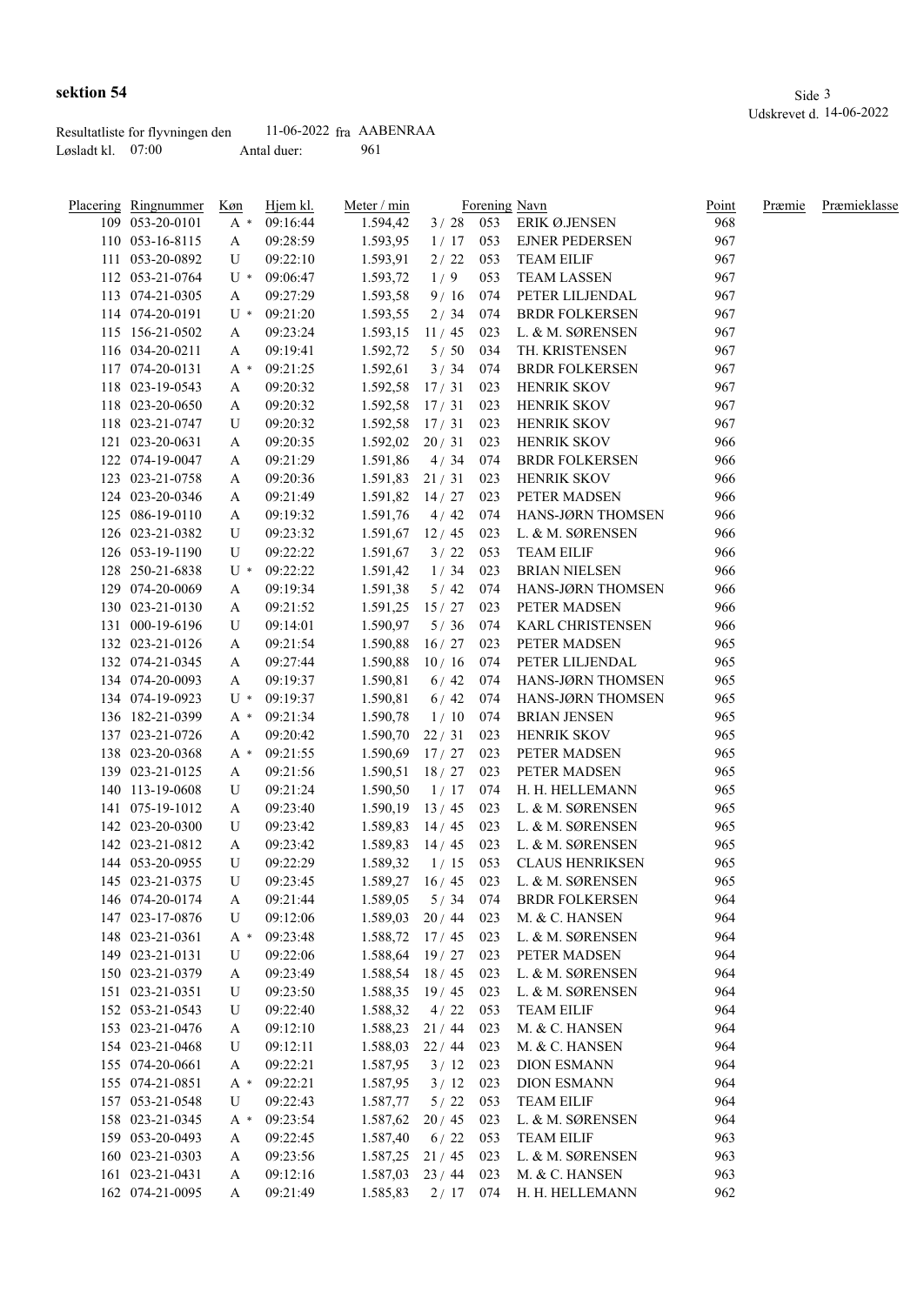**sektion 54**

Udskrevet d. 14-06-2022

Resultatliste for flyvningen den 11-06-2022 fra AABENRAA
Løsladt kl. 07:00 Antal duer: 961

| Placering | Ringnummer | Køn | Hjem kl. | Meter / min | | Forening | Navn | Point | Præmie | Præmieklasse |
|---|---|---|---|---|---|---|---|---|---|---|
| 109 | 053-20-0101 | A * | 09:16:44 | 1.594,42 | 3 / 28 | 053 | ERIK Ø.JENSEN | 968 | | |
| 110 | 053-16-8115 | A | 09:28:59 | 1.593,95 | 1 / 17 | 053 | EJNER PEDERSEN | 967 | | |
| 111 | 053-20-0892 | U | 09:22:10 | 1.593,91 | 2 / 22 | 053 | TEAM EILIF | 967 | | |
| 112 | 053-21-0764 | U * | 09:06:47 | 1.593,72 | 1 / 9 | 053 | TEAM LASSEN | 967 | | |
| 113 | 074-21-0305 | A | 09:27:29 | 1.593,58 | 9 / 16 | 074 | PETER LILJENDAL | 967 | | |
| 114 | 074-20-0191 | U * | 09:21:20 | 1.593,55 | 2 / 34 | 074 | BRDR FOLKERSEN | 967 | | |
| 115 | 156-21-0502 | A | 09:23:24 | 1.593,15 | 11 / 45 | 023 | L. & M. SØRENSEN | 967 | | |
| 116 | 034-20-0211 | A | 09:19:41 | 1.592,72 | 5 / 50 | 034 | TH. KRISTENSEN | 967 | | |
| 117 | 074-20-0131 | A * | 09:21:25 | 1.592,61 | 3 / 34 | 074 | BRDR FOLKERSEN | 967 | | |
| 118 | 023-19-0543 | A | 09:20:32 | 1.592,58 | 17 / 31 | 023 | HENRIK SKOV | 967 | | |
| 118 | 023-20-0650 | A | 09:20:32 | 1.592,58 | 17 / 31 | 023 | HENRIK SKOV | 967 | | |
| 118 | 023-21-0747 | U | 09:20:32 | 1.592,58 | 17 / 31 | 023 | HENRIK SKOV | 967 | | |
| 121 | 023-20-0631 | A | 09:20:35 | 1.592,02 | 20 / 31 | 023 | HENRIK SKOV | 966 | | |
| 122 | 074-19-0047 | A | 09:21:29 | 1.591,86 | 4 / 34 | 074 | BRDR FOLKERSEN | 966 | | |
| 123 | 023-21-0758 | A | 09:20:36 | 1.591,83 | 21 / 31 | 023 | HENRIK SKOV | 966 | | |
| 124 | 023-20-0346 | A | 09:21:49 | 1.591,82 | 14 / 27 | 023 | PETER MADSEN | 966 | | |
| 125 | 086-19-0110 | A | 09:19:32 | 1.591,76 | 4 / 42 | 074 | HANS-JØRN THOMSEN | 966 | | |
| 126 | 023-21-0382 | U | 09:23:32 | 1.591,67 | 12 / 45 | 023 | L. & M. SØRENSEN | 966 | | |
| 126 | 053-19-1190 | U | 09:22:22 | 1.591,67 | 3 / 22 | 053 | TEAM EILIF | 966 | | |
| 128 | 250-21-6838 | U * | 09:22:22 | 1.591,42 | 1 / 34 | 023 | BRIAN NIELSEN | 966 | | |
| 129 | 074-20-0069 | A | 09:19:34 | 1.591,38 | 5 / 42 | 074 | HANS-JØRN THOMSEN | 966 | | |
| 130 | 023-21-0130 | A | 09:21:52 | 1.591,25 | 15 / 27 | 023 | PETER MADSEN | 966 | | |
| 131 | 000-19-6196 | U | 09:14:01 | 1.590,97 | 5 / 36 | 074 | KARL CHRISTENSEN | 966 | | |
| 132 | 023-21-0126 | A | 09:21:54 | 1.590,88 | 16 / 27 | 023 | PETER MADSEN | 965 | | |
| 132 | 074-21-0345 | A | 09:27:44 | 1.590,88 | 10 / 16 | 074 | PETER LILJENDAL | 965 | | |
| 134 | 074-20-0093 | A | 09:19:37 | 1.590,81 | 6 / 42 | 074 | HANS-JØRN THOMSEN | 965 | | |
| 134 | 074-19-0923 | U * | 09:19:37 | 1.590,81 | 6 / 42 | 074 | HANS-JØRN THOMSEN | 965 | | |
| 136 | 182-21-0399 | A * | 09:21:34 | 1.590,78 | 1 / 10 | 074 | BRIAN JENSEN | 965 | | |
| 137 | 023-21-0726 | A | 09:20:42 | 1.590,70 | 22 / 31 | 023 | HENRIK SKOV | 965 | | |
| 138 | 023-20-0368 | A * | 09:21:55 | 1.590,69 | 17 / 27 | 023 | PETER MADSEN | 965 | | |
| 139 | 023-21-0125 | A | 09:21:56 | 1.590,51 | 18 / 27 | 023 | PETER MADSEN | 965 | | |
| 140 | 113-19-0608 | U | 09:21:24 | 1.590,50 | 1 / 17 | 074 | H. H. HELLEMANN | 965 | | |
| 141 | 075-19-1012 | A | 09:23:40 | 1.590,19 | 13 / 45 | 023 | L. & M. SØRENSEN | 965 | | |
| 142 | 023-20-0300 | U | 09:23:42 | 1.589,83 | 14 / 45 | 023 | L. & M. SØRENSEN | 965 | | |
| 142 | 023-21-0812 | A | 09:23:42 | 1.589,83 | 14 / 45 | 023 | L. & M. SØRENSEN | 965 | | |
| 144 | 053-20-0955 | U | 09:22:29 | 1.589,32 | 1 / 15 | 053 | CLAUS HENRIKSEN | 965 | | |
| 145 | 023-21-0375 | U | 09:23:45 | 1.589,27 | 16 / 45 | 023 | L. & M. SØRENSEN | 965 | | |
| 146 | 074-20-0174 | A | 09:21:44 | 1.589,05 | 5 / 34 | 074 | BRDR FOLKERSEN | 964 | | |
| 147 | 023-17-0876 | U | 09:12:06 | 1.589,03 | 20 / 44 | 023 | M. & C. HANSEN | 964 | | |
| 148 | 023-21-0361 | A * | 09:23:48 | 1.588,72 | 17 / 45 | 023 | L. & M. SØRENSEN | 964 | | |
| 149 | 023-21-0131 | U | 09:22:06 | 1.588,64 | 19 / 27 | 023 | PETER MADSEN | 964 | | |
| 150 | 023-21-0379 | A | 09:23:49 | 1.588,54 | 18 / 45 | 023 | L. & M. SØRENSEN | 964 | | |
| 151 | 023-21-0351 | U | 09:23:50 | 1.588,35 | 19 / 45 | 023 | L. & M. SØRENSEN | 964 | | |
| 152 | 053-21-0543 | U | 09:22:40 | 1.588,32 | 4 / 22 | 053 | TEAM EILIF | 964 | | |
| 153 | 023-21-0476 | A | 09:12:10 | 1.588,23 | 21 / 44 | 023 | M. & C. HANSEN | 964 | | |
| 154 | 023-21-0468 | U | 09:12:11 | 1.588,03 | 22 / 44 | 023 | M. & C. HANSEN | 964 | | |
| 155 | 074-20-0661 | A | 09:22:21 | 1.587,95 | 3 / 12 | 023 | DION ESMANN | 964 | | |
| 155 | 074-21-0851 | A * | 09:22:21 | 1.587,95 | 3 / 12 | 023 | DION ESMANN | 964 | | |
| 157 | 053-21-0548 | U | 09:22:43 | 1.587,77 | 5 / 22 | 053 | TEAM EILIF | 964 | | |
| 158 | 023-21-0345 | A * | 09:23:54 | 1.587,62 | 20 / 45 | 023 | L. & M. SØRENSEN | 964 | | |
| 159 | 053-20-0493 | A | 09:22:45 | 1.587,40 | 6 / 22 | 053 | TEAM EILIF | 963 | | |
| 160 | 023-21-0303 | A | 09:23:56 | 1.587,25 | 21 / 45 | 023 | L. & M. SØRENSEN | 963 | | |
| 161 | 023-21-0431 | A | 09:12:16 | 1.587,03 | 23 / 44 | 023 | M. & C. HANSEN | 963 | | |
| 162 | 074-21-0095 | A | 09:21:49 | 1.585,83 | 2 / 17 | 074 | H. H. HELLEMANN | 962 | | |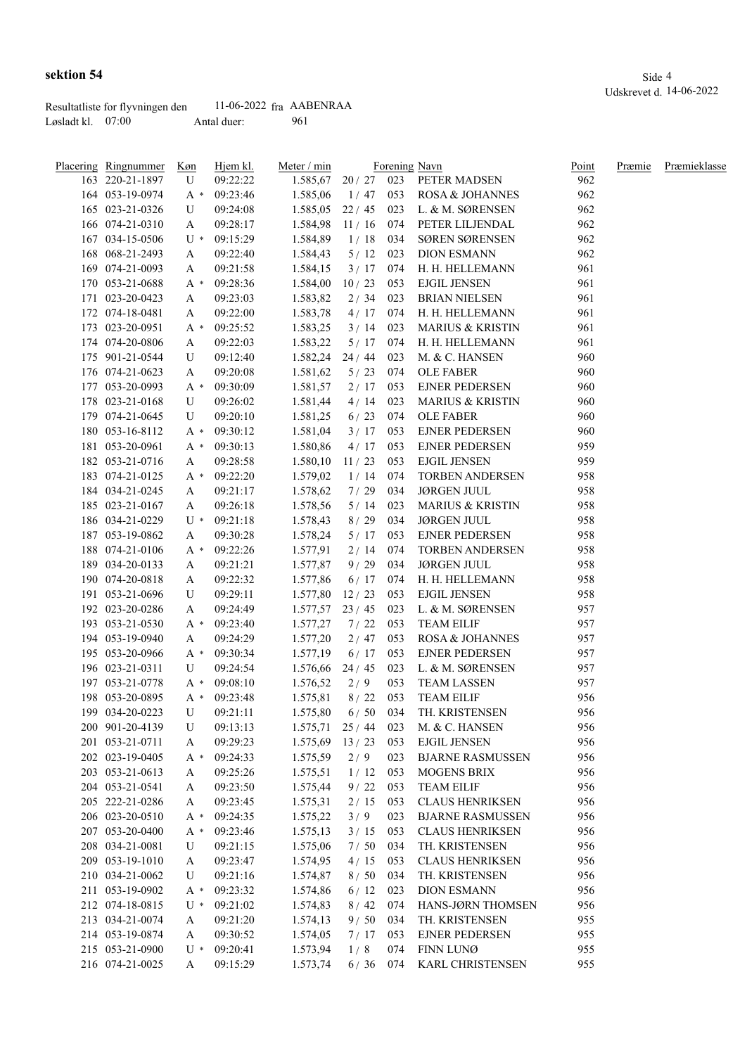**sektion 54**

Udskrevet d. 14-06-2022

Resultatliste for flyvningen den 11-06-2022 fra AABENRAA
Løsladt kl. 07:00 Antal duer: 961

| Placering | Ringnummer | Køn | Hjem kl. | Meter / min | | Forening | Navn | Point | Præmie | Præmieklasse |
|---|---|---|---|---|---|---|---|---|---|---|
| 163 | 220-21-1897 | U | 09:22:22 | 1.585,67 | 20 / 27 | 023 | PETER MADSEN | 962 | | |
| 164 | 053-19-0974 | A * | 09:23:46 | 1.585,06 | 1 / 47 | 053 | ROSA & JOHANNES | 962 | | |
| 165 | 023-21-0326 | U | 09:24:08 | 1.585,05 | 22 / 45 | 023 | L. & M. SØRENSEN | 962 | | |
| 166 | 074-21-0310 | A | 09:28:17 | 1.584,98 | 11 / 16 | 074 | PETER LILJENDAL | 962 | | |
| 167 | 034-15-0506 | U * | 09:15:29 | 1.584,89 | 1 / 18 | 034 | SØREN SØRENSEN | 962 | | |
| 168 | 068-21-2493 | A | 09:22:40 | 1.584,43 | 5 / 12 | 023 | DION ESMANN | 962 | | |
| 169 | 074-21-0093 | A | 09:21:58 | 1.584,15 | 3 / 17 | 074 | H. H. HELLEMANN | 961 | | |
| 170 | 053-21-0688 | A * | 09:28:36 | 1.584,00 | 10 / 23 | 053 | EJGIL JENSEN | 961 | | |
| 171 | 023-20-0423 | A | 09:23:03 | 1.583,82 | 2 / 34 | 023 | BRIAN NIELSEN | 961 | | |
| 172 | 074-18-0481 | A | 09:22:00 | 1.583,78 | 4 / 17 | 074 | H. H. HELLEMANN | 961 | | |
| 173 | 023-20-0951 | A * | 09:25:52 | 1.583,25 | 3 / 14 | 023 | MARIUS & KRISTIN | 961 | | |
| 174 | 074-20-0806 | A | 09:22:03 | 1.583,22 | 5 / 17 | 074 | H. H. HELLEMANN | 961 | | |
| 175 | 901-21-0544 | U | 09:12:40 | 1.582,24 | 24 / 44 | 023 | M. & C. HANSEN | 960 | | |
| 176 | 074-21-0623 | A | 09:20:08 | 1.581,62 | 5 / 23 | 074 | OLE FABER | 960 | | |
| 177 | 053-20-0993 | A * | 09:30:09 | 1.581,57 | 2 / 17 | 053 | EJNER PEDERSEN | 960 | | |
| 178 | 023-21-0168 | U | 09:26:02 | 1.581,44 | 4 / 14 | 023 | MARIUS & KRISTIN | 960 | | |
| 179 | 074-21-0645 | U | 09:20:10 | 1.581,25 | 6 / 23 | 074 | OLE FABER | 960 | | |
| 180 | 053-16-8112 | A * | 09:30:12 | 1.581,04 | 3 / 17 | 053 | EJNER PEDERSEN | 960 | | |
| 181 | 053-20-0961 | A * | 09:30:13 | 1.580,86 | 4 / 17 | 053 | EJNER PEDERSEN | 959 | | |
| 182 | 053-21-0716 | A | 09:28:58 | 1.580,10 | 11 / 23 | 053 | EJGIL JENSEN | 959 | | |
| 183 | 074-21-0125 | A * | 09:22:20 | 1.579,02 | 1 / 14 | 074 | TORBEN ANDERSEN | 958 | | |
| 184 | 034-21-0245 | A | 09:21:17 | 1.578,62 | 7 / 29 | 034 | JØRGEN JUUL | 958 | | |
| 185 | 023-21-0167 | A | 09:26:18 | 1.578,56 | 5 / 14 | 023 | MARIUS & KRISTIN | 958 | | |
| 186 | 034-21-0229 | U * | 09:21:18 | 1.578,43 | 8 / 29 | 034 | JØRGEN JUUL | 958 | | |
| 187 | 053-19-0862 | A | 09:30:28 | 1.578,24 | 5 / 17 | 053 | EJNER PEDERSEN | 958 | | |
| 188 | 074-21-0106 | A * | 09:22:26 | 1.577,91 | 2 / 14 | 074 | TORBEN ANDERSEN | 958 | | |
| 189 | 034-20-0133 | A | 09:21:21 | 1.577,87 | 9 / 29 | 034 | JØRGEN JUUL | 958 | | |
| 190 | 074-20-0818 | A | 09:22:32 | 1.577,86 | 6 / 17 | 074 | H. H. HELLEMANN | 958 | | |
| 191 | 053-21-0696 | U | 09:29:11 | 1.577,80 | 12 / 23 | 053 | EJGIL JENSEN | 958 | | |
| 192 | 023-20-0286 | A | 09:24:49 | 1.577,57 | 23 / 45 | 023 | L. & M. SØRENSEN | 957 | | |
| 193 | 053-21-0530 | A * | 09:23:40 | 1.577,27 | 7 / 22 | 053 | TEAM EILIF | 957 | | |
| 194 | 053-19-0940 | A | 09:24:29 | 1.577,20 | 2 / 47 | 053 | ROSA & JOHANNES | 957 | | |
| 195 | 053-20-0966 | A * | 09:30:34 | 1.577,19 | 6 / 17 | 053 | EJNER PEDERSEN | 957 | | |
| 196 | 023-21-0311 | U | 09:24:54 | 1.576,66 | 24 / 45 | 023 | L. & M. SØRENSEN | 957 | | |
| 197 | 053-21-0778 | A * | 09:08:10 | 1.576,52 | 2 / 9 | 053 | TEAM LASSEN | 957 | | |
| 198 | 053-20-0895 | A * | 09:23:48 | 1.575,81 | 8 / 22 | 053 | TEAM EILIF | 956 | | |
| 199 | 034-20-0223 | U | 09:21:11 | 1.575,80 | 6 / 50 | 034 | TH. KRISTENSEN | 956 | | |
| 200 | 901-20-4139 | U | 09:13:13 | 1.575,71 | 25 / 44 | 023 | M. & C. HANSEN | 956 | | |
| 201 | 053-21-0711 | A | 09:29:23 | 1.575,69 | 13 / 23 | 053 | EJGIL JENSEN | 956 | | |
| 202 | 023-19-0405 | A * | 09:24:33 | 1.575,59 | 2 / 9 | 023 | BJARNE RASMUSSEN | 956 | | |
| 203 | 053-21-0613 | A | 09:25:26 | 1.575,51 | 1 / 12 | 053 | MOGENS BRIX | 956 | | |
| 204 | 053-21-0541 | A | 09:23:50 | 1.575,44 | 9 / 22 | 053 | TEAM EILIF | 956 | | |
| 205 | 222-21-0286 | A | 09:23:45 | 1.575,31 | 2 / 15 | 053 | CLAUS HENRIKSEN | 956 | | |
| 206 | 023-20-0510 | A * | 09:24:35 | 1.575,22 | 3 / 9 | 023 | BJARNE RASMUSSEN | 956 | | |
| 207 | 053-20-0400 | A * | 09:23:46 | 1.575,13 | 3 / 15 | 053 | CLAUS HENRIKSEN | 956 | | |
| 208 | 034-21-0081 | U | 09:21:15 | 1.575,06 | 7 / 50 | 034 | TH. KRISTENSEN | 956 | | |
| 209 | 053-19-1010 | A | 09:23:47 | 1.574,95 | 4 / 15 | 053 | CLAUS HENRIKSEN | 956 | | |
| 210 | 034-21-0062 | U | 09:21:16 | 1.574,87 | 8 / 50 | 034 | TH. KRISTENSEN | 956 | | |
| 211 | 053-19-0902 | A * | 09:23:32 | 1.574,86 | 6 / 12 | 023 | DION ESMANN | 956 | | |
| 212 | 074-18-0815 | U * | 09:21:02 | 1.574,83 | 8 / 42 | 074 | HANS-JØRN THOMSEN | 956 | | |
| 213 | 034-21-0074 | A | 09:21:20 | 1.574,13 | 9 / 50 | 034 | TH. KRISTENSEN | 955 | | |
| 214 | 053-19-0874 | A | 09:30:52 | 1.574,05 | 7 / 17 | 053 | EJNER PEDERSEN | 955 | | |
| 215 | 053-21-0900 | U * | 09:20:41 | 1.573,94 | 1 / 8 | 074 | FINN LUNØ | 955 | | |
| 216 | 074-21-0025 | A | 09:15:29 | 1.573,74 | 6 / 36 | 074 | KARL CHRISTENSEN | 955 | | |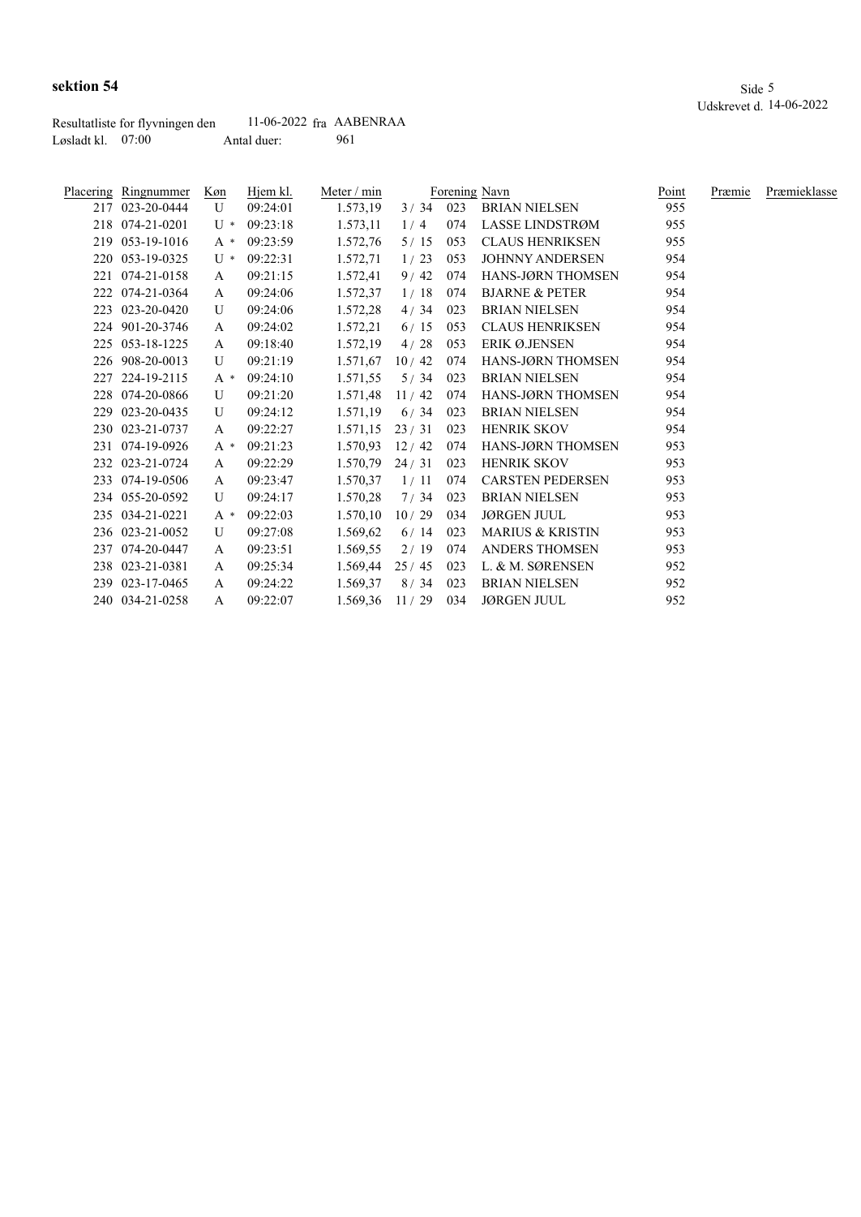**sektion 54**

Resultatliste for flyvningen den 11-06-2022 fra AABENRAA
Løsladt kl. 07:00 Antal duer: 961

| Placering | Ringnummer | Køn | Hjem kl. | Meter / min | | Forening | Navn | Point | Præmie | Præmieklasse |
|---|---|---|---|---|---|---|---|---|---|---|
| 217 | 023-20-0444 | U | 09:24:01 | 1.573,19 | 3 / 34 | 023 | BRIAN NIELSEN | 955 | | |
| 218 | 074-21-0201 | U * | 09:23:18 | 1.573,11 | 1 / 4 | 074 | LASSE LINDSTRØM | 955 | | |
| 219 | 053-19-1016 | A * | 09:23:59 | 1.572,76 | 5 / 15 | 053 | CLAUS HENRIKSEN | 955 | | |
| 220 | 053-19-0325 | U * | 09:22:31 | 1.572,71 | 1 / 23 | 053 | JOHNNY ANDERSEN | 954 | | |
| 221 | 074-21-0158 | A | 09:21:15 | 1.572,41 | 9 / 42 | 074 | HANS-JØRN THOMSEN | 954 | | |
| 222 | 074-21-0364 | A | 09:24:06 | 1.572,37 | 1 / 18 | 074 | BJARNE & PETER | 954 | | |
| 223 | 023-20-0420 | U | 09:24:06 | 1.572,28 | 4 / 34 | 023 | BRIAN NIELSEN | 954 | | |
| 224 | 901-20-3746 | A | 09:24:02 | 1.572,21 | 6 / 15 | 053 | CLAUS HENRIKSEN | 954 | | |
| 225 | 053-18-1225 | A | 09:18:40 | 1.572,19 | 4 / 28 | 053 | ERIK Ø.JENSEN | 954 | | |
| 226 | 908-20-0013 | U | 09:21:19 | 1.571,67 | 10 / 42 | 074 | HANS-JØRN THOMSEN | 954 | | |
| 227 | 224-19-2115 | A * | 09:24:10 | 1.571,55 | 5 / 34 | 023 | BRIAN NIELSEN | 954 | | |
| 228 | 074-20-0866 | U | 09:21:20 | 1.571,48 | 11 / 42 | 074 | HANS-JØRN THOMSEN | 954 | | |
| 229 | 023-20-0435 | U | 09:24:12 | 1.571,19 | 6 / 34 | 023 | BRIAN NIELSEN | 954 | | |
| 230 | 023-21-0737 | A | 09:22:27 | 1.571,15 | 23 / 31 | 023 | HENRIK SKOV | 954 | | |
| 231 | 074-19-0926 | A * | 09:21:23 | 1.570,93 | 12 / 42 | 074 | HANS-JØRN THOMSEN | 953 | | |
| 232 | 023-21-0724 | A | 09:22:29 | 1.570,79 | 24 / 31 | 023 | HENRIK SKOV | 953 | | |
| 233 | 074-19-0506 | A | 09:23:47 | 1.570,37 | 1 / 11 | 074 | CARSTEN PEDERSEN | 953 | | |
| 234 | 055-20-0592 | U | 09:24:17 | 1.570,28 | 7 / 34 | 023 | BRIAN NIELSEN | 953 | | |
| 235 | 034-21-0221 | A * | 09:22:03 | 1.570,10 | 10 / 29 | 034 | JØRGEN JUUL | 953 | | |
| 236 | 023-21-0052 | U | 09:27:08 | 1.569,62 | 6 / 14 | 023 | MARIUS & KRISTIN | 953 | | |
| 237 | 074-20-0447 | A | 09:23:51 | 1.569,55 | 2 / 19 | 074 | ANDERS THOMSEN | 953 | | |
| 238 | 023-21-0381 | A | 09:25:34 | 1.569,44 | 25 / 45 | 023 | L. & M. SØRENSEN | 952 | | |
| 239 | 023-17-0465 | A | 09:24:22 | 1.569,37 | 8 / 34 | 023 | BRIAN NIELSEN | 952 | | |
| 240 | 034-21-0258 | A | 09:22:07 | 1.569,36 | 11 / 29 | 034 | JØRGEN JUUL | 952 | | |